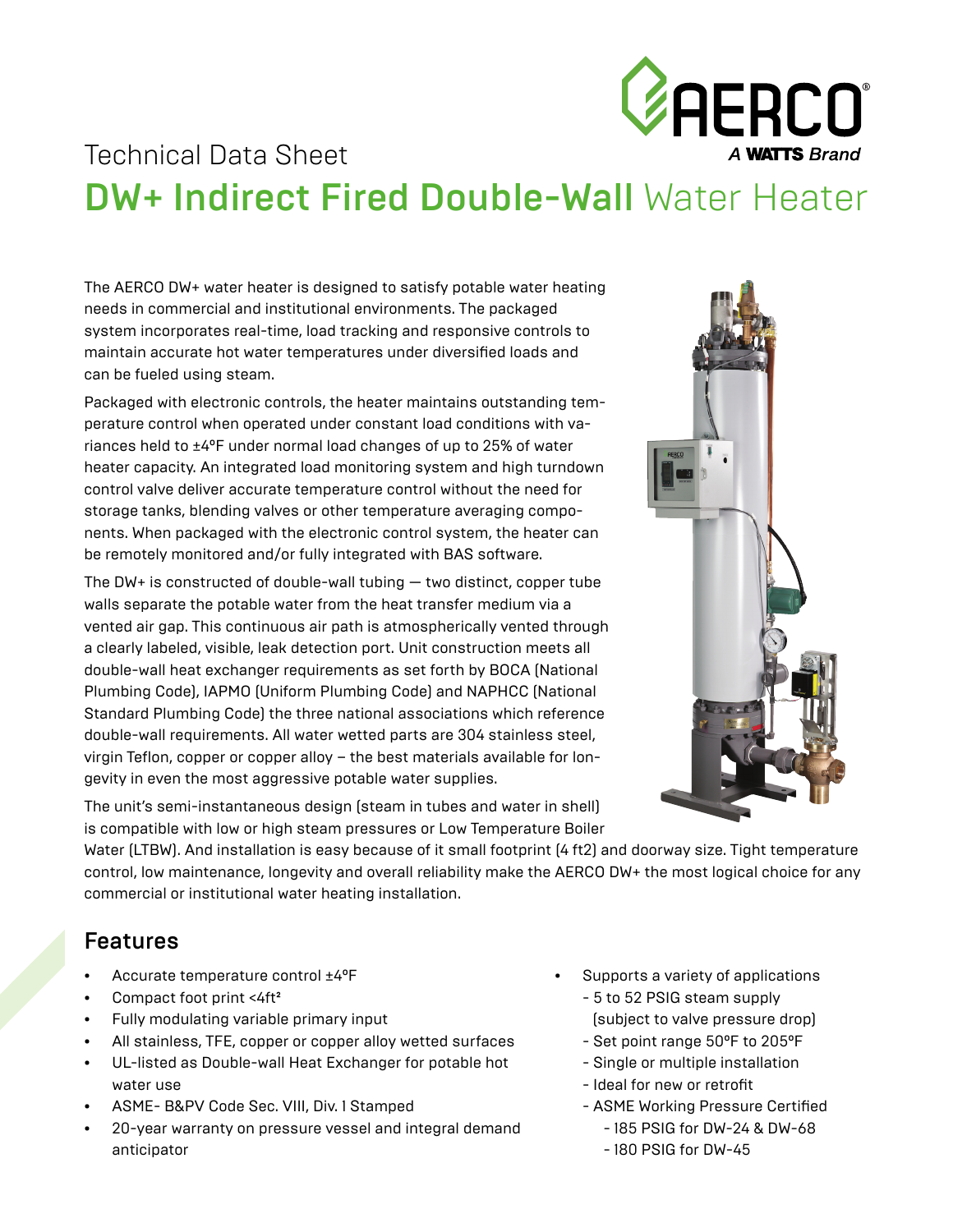AERCO®
A WATTS Brand

Technical Data Sheet

# DW+ Indirect Fired Double-Wall Water Heater

The AERCO DW+ water heater is designed to satisfy potable water heating needs in commercial and institutional environments. The packaged system incorporates real-time, load tracking and responsive controls to maintain accurate hot water temperatures under diversified loads and can be fueled using steam.

Packaged with electronic controls, the heater maintains outstanding temperature control when operated under constant load conditions with variances held to ±4°F under normal load changes of up to 25% of water heater capacity. An integrated load monitoring system and high turndown control valve deliver accurate temperature control without the need for storage tanks, blending valves or other temperature averaging components. When packaged with the electronic control system, the heater can be remotely monitored and/or fully integrated with BAS software.

The DW+ is constructed of double-wall tubing — two distinct, copper tube walls separate the potable water from the heat transfer medium via a vented air gap. This continuous air path is atmospherically vented through a clearly labeled, visible, leak detection port. Unit construction meets all double-wall heat exchanger requirements as set forth by BOCA (National Plumbing Code), IAPMO (Uniform Plumbing Code) and NAPHCC (National Standard Plumbing Code) the three national associations which reference double-wall requirements. All water wetted parts are 304 stainless steel, virgin Teflon, copper or copper alloy – the best materials available for longevity in even the most aggressive potable water supplies.

The unit's semi-instantaneous design (steam in tubes and water in shell) is compatible with low or high steam pressures or Low Temperature Boiler Water (LTBW). And installation is easy because of it small footprint (4 ft2) and doorway size. Tight temperature control, low maintenance, longevity and overall reliability make the AERCO DW+ the most logical choice for any commercial or institutional water heating installation.

## Features

- Accurate temperature control ±4°F
- Compact foot print <4ft²
- Fully modulating variable primary input
- All stainless, TFE, copper or copper alloy wetted surfaces
- UL-listed as Double-wall Heat Exchanger for potable hot water use
- ASME- B&PV Code Sec. VIII, Div. 1 Stamped
- 20-year warranty on pressure vessel and integral demand anticipator
- Supports a variety of applications
  - 5 to 52 PSIG steam supply (subject to valve pressure drop)
  - Set point range 50°F to 205°F
  - Single or multiple installation
  - Ideal for new or retrofit
  - ASME Working Pressure Certified
    - 185 PSIG for DW-24 & DW-68
    - 180 PSIG for DW-45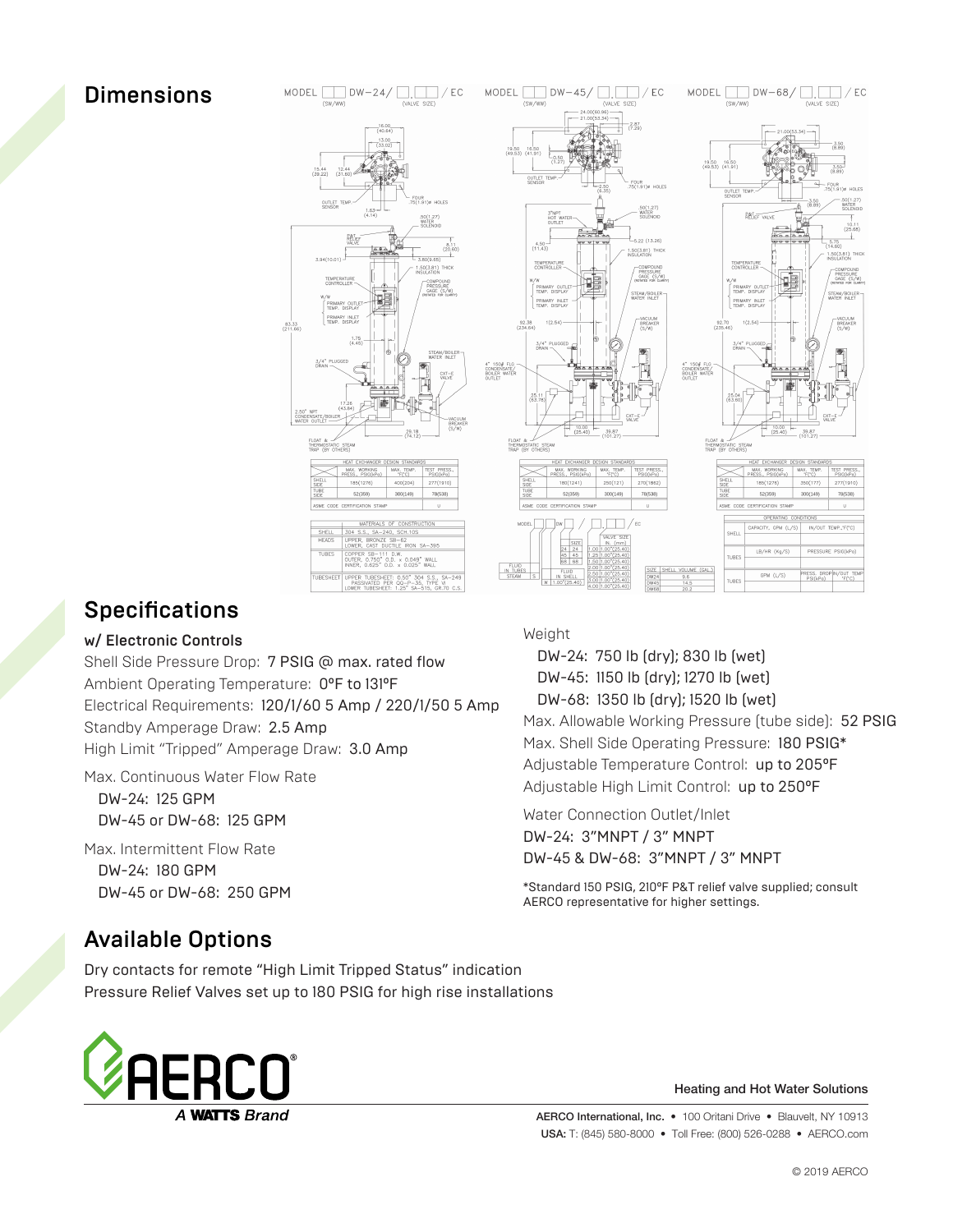## Dimensions

MODEL [ ] DW–24/ [ ].[ ][ ] / EC
(SW/WW) (VALVE SIZE)

MODEL [ ] DW–45/ [ ].[ ][ ] / EC
(SW/WW) (VALVE SIZE)

MODEL [ ] DW–68/ [ ].[ ][ ] / EC
(SW/WW) (VALVE SIZE)

## Specifications

### w/ Electronic Controls

Shell Side Pressure Drop: 7 PSIG @ max. rated flow

Ambient Operating Temperature: 0°F to 131°F

Electrical Requirements: 120/1/60 5 Amp / 220/1/50 5 Amp

Standby Amperage Draw: 2.5 Amp

High Limit "Tripped" Amperage Draw: 3.0 Amp

Max. Continuous Water Flow Rate
- DW-24: 125 GPM
- DW-45 or DW-68: 125 GPM

Max. Intermittent Flow Rate
- DW-24: 180 GPM
- DW-45 or DW-68: 250 GPM

Weight
- DW-24: 750 lb (dry); 830 lb (wet)
- DW-45: 1150 lb (dry); 1270 lb (wet)
- DW-68: 1350 lb (dry); 1520 lb (wet)

Max. Allowable Working Pressure (tube side): 52 PSIG

Max. Shell Side Operating Pressure: 180 PSIG*

Adjustable Temperature Control: up to 205°F

Adjustable High Limit Control: up to 250°F

Water Connection Outlet/Inlet

DW-24: 3"MNPT / 3" MNPT

DW-45 & DW-68: 3"MNPT / 3" MNPT

*Standard 150 PSIG, 210°F P&T relief valve supplied; consult AERCO representative for higher settings.

## Available Options

Dry contacts for remote "High Limit Tripped Status" indication

Pressure Relief Valves set up to 180 PSIG for high rise installations

AERCO® A WATTS Brand

Heating and Hot Water Solutions

**AERCO International, Inc.** • 100 Oritani Drive • Blauvelt, NY 10913
**USA:** T: (845) 580-8000 • Toll Free: (800) 526-0288 • AERCO.com

© 2019 AERCO